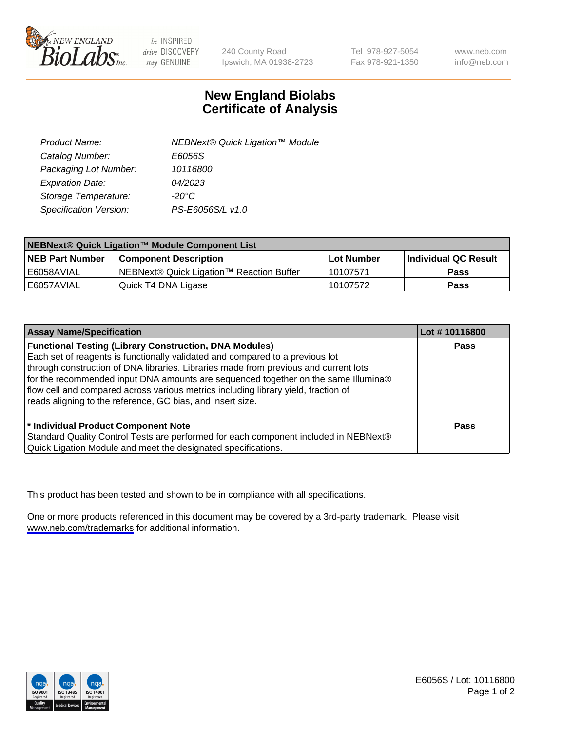New England BioLabs Inc. — be INSPIRED drive DISCOVERY stay GENUINE

240 County Road
Ipswich, MA 01938-2723

Tel 978-927-5054
Fax 978-921-1350

www.neb.com
info@neb.com

# New England Biolabs
# Certificate of Analysis

| | |
|---|---|
| *Product Name:* | *NEBNext® Quick Ligation™ Module* |
| *Catalog Number:* | *E6056S* |
| *Packaging Lot Number:* | *10116800* |
| *Expiration Date:* | *04/2023* |
| *Storage Temperature:* | *-20°C* |
| *Specification Version:* | *PS-E6056S/L v1.0* |

| **NEBNext® Quick Ligation™ Module Component List** | | | |
|---|---|---|---|
| **NEB Part Number** | **Component Description** | **Lot Number** | **Individual QC Result** |
| E6058AVIAL | NEBNext® Quick Ligation™ Reaction Buffer | 10107571 | **Pass** |
| E6057AVIAL | Quick T4 DNA Ligase | 10107572 | **Pass** |

| **Assay Name/Specification** | **Lot # 10116800** |
|---|---|
| **Functional Testing (Library Construction, DNA Modules)** Each set of reagents is functionally validated and compared to a previous lot through construction of DNA libraries. Libraries made from previous and current lots for the recommended input DNA amounts are sequenced together on the same Illumina® flow cell and compared across various metrics including library yield, fraction of reads aligning to the reference, GC bias, and insert size. | **Pass** |
| **\* Individual Product Component Note** Standard Quality Control Tests are performed for each component included in NEBNext® Quick Ligation Module and meet the designated specifications. | **Pass** |

This product has been tested and shown to be in compliance with all specifications.

One or more products referenced in this document may be covered by a 3rd-party trademark. Please visit www.neb.com/trademarks for additional information.

E6056S / Lot: 10116800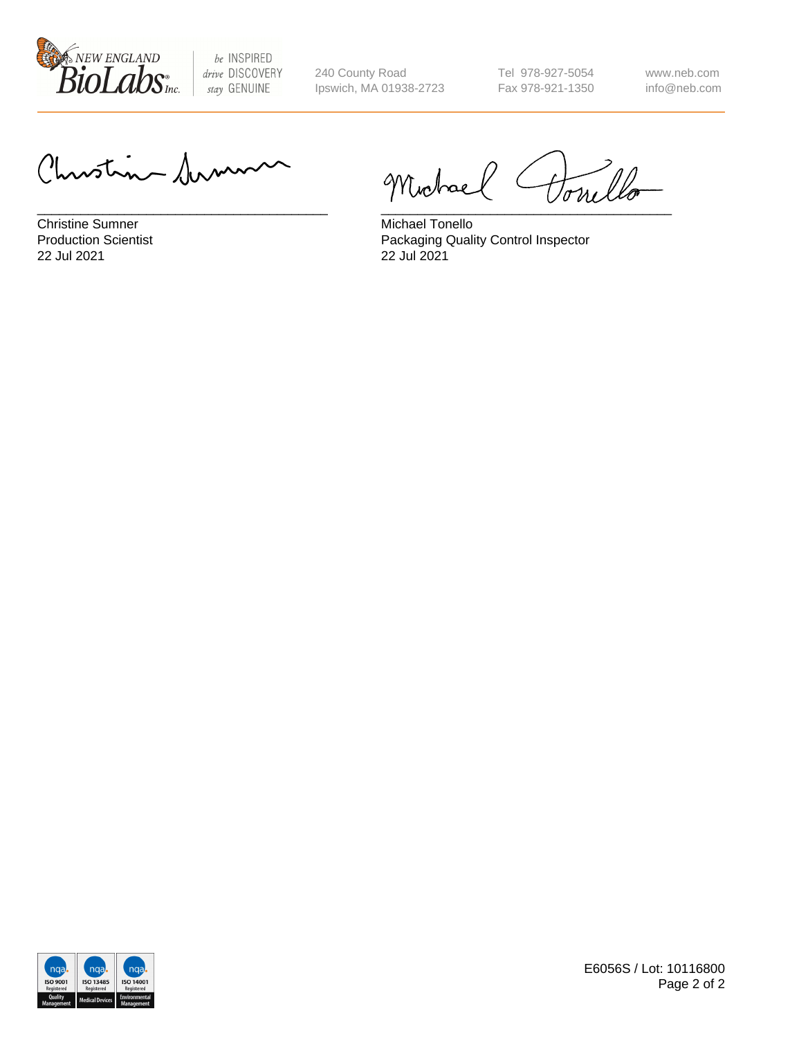240 County Road
Ipswich, MA 01938-2723

Tel 978-927-5054
Fax 978-921-1350

www.neb.com
info@neb.com

Christine Sumner
Production Scientist
22 Jul 2021

Michael Tonello
Packaging Quality Control Inspector
22 Jul 2021

E6056S / Lot: 10116800